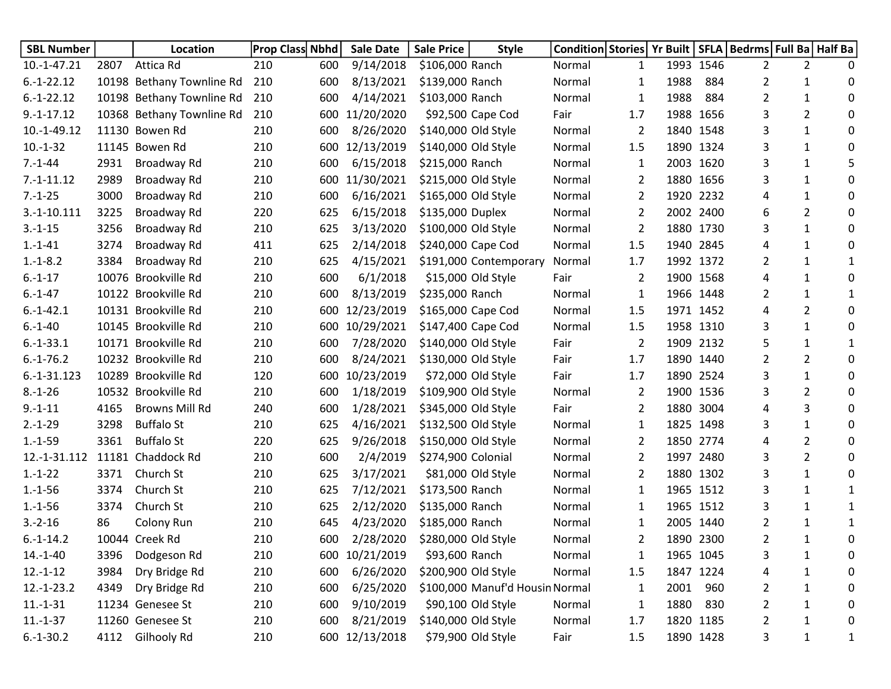| SBL Number | | Location | Prop Class | Nbhd | Sale Date | Sale Price | Style | Condition | Stories | Yr Built | SFLA | Bedrms | Full Ba | Half Ba |
|---|---|---|---|---|---|---|---|---|---|---|---|---|---|---|
| 10.-1-47.21 | 2807 | Attica Rd | 210 | 600 | 9/14/2018 | $106,000 | Ranch | Normal | 1 | 1993 | 1546 | 2 | 2 | 0 |
| 6.-1-22.12 | 10198 | Bethany Townline Rd | 210 | 600 | 8/13/2021 | $139,000 | Ranch | Normal | 1 | 1988 | 884 | 2 | 1 | 0 |
| 6.-1-22.12 | 10198 | Bethany Townline Rd | 210 | 600 | 4/14/2021 | $103,000 | Ranch | Normal | 1 | 1988 | 884 | 2 | 1 | 0 |
| 9.-1-17.12 | 10368 | Bethany Townline Rd | 210 | 600 | 11/20/2020 | $92,500 | Cape Cod | Fair | 1.7 | 1988 | 1656 | 3 | 2 | 0 |
| 10.-1-49.12 | 11130 | Bowen Rd | 210 | 600 | 8/26/2020 | $140,000 | Old Style | Normal | 2 | 1840 | 1548 | 3 | 1 | 0 |
| 10.-1-32 | 11145 | Bowen Rd | 210 | 600 | 12/13/2019 | $140,000 | Old Style | Normal | 1.5 | 1890 | 1324 | 3 | 1 | 0 |
| 7.-1-44 | 2931 | Broadway Rd | 210 | 600 | 6/15/2018 | $215,000 | Ranch | Normal | 1 | 2003 | 1620 | 3 | 1 | 5 |
| 7.-1-11.12 | 2989 | Broadway Rd | 210 | 600 | 11/30/2021 | $215,000 | Old Style | Normal | 2 | 1880 | 1656 | 3 | 1 | 0 |
| 7.-1-25 | 3000 | Broadway Rd | 210 | 600 | 6/16/2021 | $165,000 | Old Style | Normal | 2 | 1920 | 2232 | 4 | 1 | 0 |
| 3.-1-10.111 | 3225 | Broadway Rd | 220 | 625 | 6/15/2018 | $135,000 | Duplex | Normal | 2 | 2002 | 2400 | 6 | 2 | 0 |
| 3.-1-15 | 3256 | Broadway Rd | 210 | 625 | 3/13/2020 | $100,000 | Old Style | Normal | 2 | 1880 | 1730 | 3 | 1 | 0 |
| 1.-1-41 | 3274 | Broadway Rd | 411 | 625 | 2/14/2018 | $240,000 | Cape Cod | Normal | 1.5 | 1940 | 2845 | 4 | 1 | 0 |
| 1.-1-8.2 | 3384 | Broadway Rd | 210 | 625 | 4/15/2021 | $191,000 | Contemporary | Normal | 1.7 | 1992 | 1372 | 2 | 1 | 1 |
| 6.-1-17 | 10076 | Brookville Rd | 210 | 600 | 6/1/2018 | $15,000 | Old Style | Fair | 2 | 1900 | 1568 | 4 | 1 | 0 |
| 6.-1-47 | 10122 | Brookville Rd | 210 | 600 | 8/13/2019 | $235,000 | Ranch | Normal | 1 | 1966 | 1448 | 2 | 1 | 1 |
| 6.-1-42.1 | 10131 | Brookville Rd | 210 | 600 | 12/23/2019 | $165,000 | Cape Cod | Normal | 1.5 | 1971 | 1452 | 4 | 2 | 0 |
| 6.-1-40 | 10145 | Brookville Rd | 210 | 600 | 10/29/2021 | $147,400 | Cape Cod | Normal | 1.5 | 1958 | 1310 | 3 | 1 | 0 |
| 6.-1-33.1 | 10171 | Brookville Rd | 210 | 600 | 7/28/2020 | $140,000 | Old Style | Fair | 2 | 1909 | 2132 | 5 | 1 | 1 |
| 6.-1-76.2 | 10232 | Brookville Rd | 210 | 600 | 8/24/2021 | $130,000 | Old Style | Fair | 1.7 | 1890 | 1440 | 2 | 2 | 0 |
| 6.-1-31.123 | 10289 | Brookville Rd | 120 | 600 | 10/23/2019 | $72,000 | Old Style | Fair | 1.7 | 1890 | 2524 | 3 | 1 | 0 |
| 8.-1-26 | 10532 | Brookville Rd | 210 | 600 | 1/18/2019 | $109,900 | Old Style | Normal | 2 | 1900 | 1536 | 3 | 2 | 0 |
| 9.-1-11 | 4165 | Browns Mill Rd | 240 | 600 | 1/28/2021 | $345,000 | Old Style | Fair | 2 | 1880 | 3004 | 4 | 3 | 0 |
| 2.-1-29 | 3298 | Buffalo St | 210 | 625 | 4/16/2021 | $132,500 | Old Style | Normal | 1 | 1825 | 1498 | 3 | 1 | 0 |
| 1.-1-59 | 3361 | Buffalo St | 220 | 625 | 9/26/2018 | $150,000 | Old Style | Normal | 2 | 1850 | 2774 | 4 | 2 | 0 |
| 12.-1-31.112 | 11181 | Chaddock Rd | 210 | 600 | 2/4/2019 | $274,900 | Colonial | Normal | 2 | 1997 | 2480 | 3 | 2 | 0 |
| 1.-1-22 | 3371 | Church St | 210 | 625 | 3/17/2021 | $81,000 | Old Style | Normal | 2 | 1880 | 1302 | 3 | 1 | 0 |
| 1.-1-56 | 3374 | Church St | 210 | 625 | 7/12/2021 | $173,500 | Ranch | Normal | 1 | 1965 | 1512 | 3 | 1 | 1 |
| 1.-1-56 | 3374 | Church St | 210 | 625 | 2/12/2020 | $135,000 | Ranch | Normal | 1 | 1965 | 1512 | 3 | 1 | 1 |
| 3.-2-16 | 86 | Colony Run | 210 | 645 | 4/23/2020 | $185,000 | Ranch | Normal | 1 | 2005 | 1440 | 2 | 1 | 1 |
| 6.-1-14.2 | 10044 | Creek Rd | 210 | 600 | 2/28/2020 | $280,000 | Old Style | Normal | 2 | 1890 | 2300 | 2 | 1 | 0 |
| 14.-1-40 | 3396 | Dodgeson Rd | 210 | 600 | 10/21/2019 | $93,600 | Ranch | Normal | 1 | 1965 | 1045 | 3 | 1 | 0 |
| 12.-1-12 | 3984 | Dry Bridge Rd | 210 | 600 | 6/26/2020 | $200,900 | Old Style | Normal | 1.5 | 1847 | 1224 | 4 | 1 | 0 |
| 12.-1-23.2 | 4349 | Dry Bridge Rd | 210 | 600 | 6/25/2020 | $100,000 | Manuf'd Housin | Normal | 1 | 2001 | 960 | 2 | 1 | 0 |
| 11.-1-31 | 11234 | Genesee St | 210 | 600 | 9/10/2019 | $90,100 | Old Style | Normal | 1 | 1880 | 830 | 2 | 1 | 0 |
| 11.-1-37 | 11260 | Genesee St | 210 | 600 | 8/21/2019 | $140,000 | Old Style | Normal | 1.7 | 1820 | 1185 | 2 | 1 | 0 |
| 6.-1-30.2 | 4112 | Gilhooly Rd | 210 | 600 | 12/13/2018 | $79,900 | Old Style | Fair | 1.5 | 1890 | 1428 | 3 | 1 | 1 |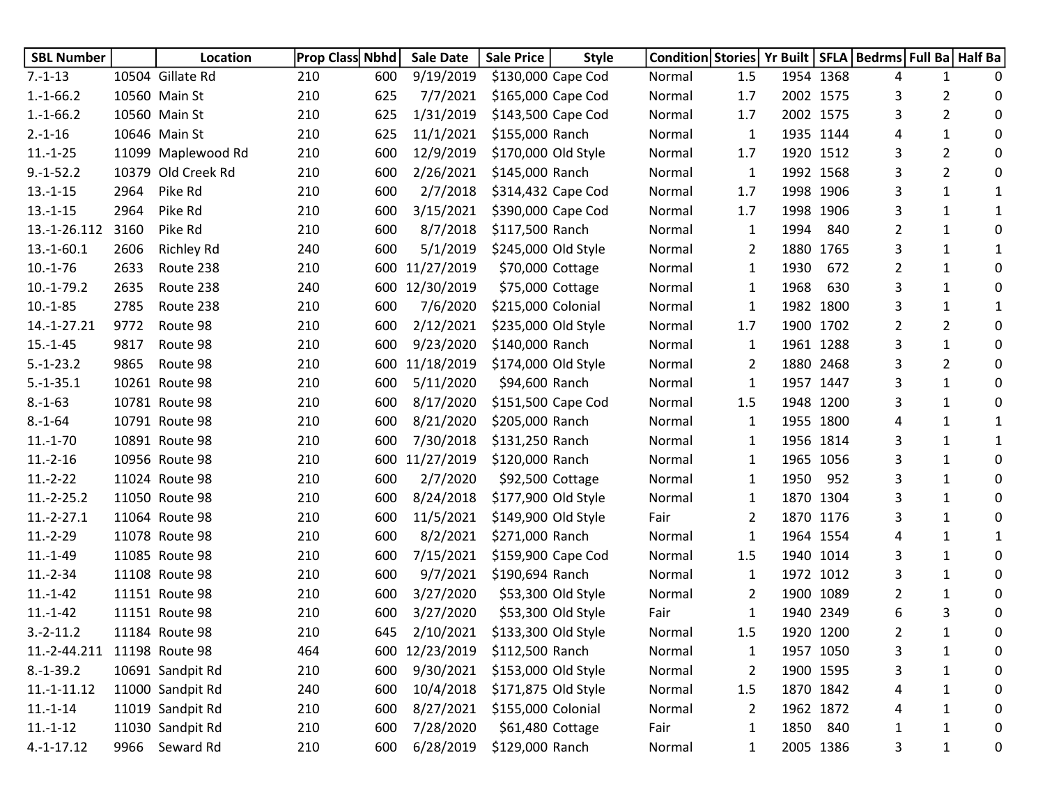| SBL Number | | Location | Prop Class | Nbhd | Sale Date | Sale Price | Style | Condition | Stories | Yr Built | SFLA | Bedrms | Full Ba | Half Ba |
|---|---|---|---|---|---|---|---|---|---|---|---|---|---|---|
| 7.-1-13 | 10504 | Gillate Rd | 210 | 600 | 9/19/2019 | $130,000 | Cape Cod | Normal | 1.5 | 1954 | 1368 | 4 | 1 | 0 |
| 1.-1-66.2 | 10560 | Main St | 210 | 625 | 7/7/2021 | $165,000 | Cape Cod | Normal | 1.7 | 2002 | 1575 | 3 | 2 | 0 |
| 1.-1-66.2 | 10560 | Main St | 210 | 625 | 1/31/2019 | $143,500 | Cape Cod | Normal | 1.7 | 2002 | 1575 | 3 | 2 | 0 |
| 2.-1-16 | 10646 | Main St | 210 | 625 | 11/1/2021 | $155,000 | Ranch | Normal | 1 | 1935 | 1144 | 4 | 1 | 0 |
| 11.-1-25 | 11099 | Maplewood Rd | 210 | 600 | 12/9/2019 | $170,000 | Old Style | Normal | 1.7 | 1920 | 1512 | 3 | 2 | 0 |
| 9.-1-52.2 | 10379 | Old Creek Rd | 210 | 600 | 2/26/2021 | $145,000 | Ranch | Normal | 1 | 1992 | 1568 | 3 | 2 | 0 |
| 13.-1-15 | 2964 | Pike Rd | 210 | 600 | 2/7/2018 | $314,432 | Cape Cod | Normal | 1.7 | 1998 | 1906 | 3 | 1 | 1 |
| 13.-1-15 | 2964 | Pike Rd | 210 | 600 | 3/15/2021 | $390,000 | Cape Cod | Normal | 1.7 | 1998 | 1906 | 3 | 1 | 1 |
| 13.-1-26.112 | 3160 | Pike Rd | 210 | 600 | 8/7/2018 | $117,500 | Ranch | Normal | 1 | 1994 | 840 | 2 | 1 | 0 |
| 13.-1-60.1 | 2606 | Richley Rd | 240 | 600 | 5/1/2019 | $245,000 | Old Style | Normal | 2 | 1880 | 1765 | 3 | 1 | 1 |
| 10.-1-76 | 2633 | Route 238 | 210 | 600 | 11/27/2019 | $70,000 | Cottage | Normal | 1 | 1930 | 672 | 2 | 1 | 0 |
| 10.-1-79.2 | 2635 | Route 238 | 240 | 600 | 12/30/2019 | $75,000 | Cottage | Normal | 1 | 1968 | 630 | 3 | 1 | 0 |
| 10.-1-85 | 2785 | Route 238 | 210 | 600 | 7/6/2020 | $215,000 | Colonial | Normal | 1 | 1982 | 1800 | 3 | 1 | 1 |
| 14.-1-27.21 | 9772 | Route 98 | 210 | 600 | 2/12/2021 | $235,000 | Old Style | Normal | 1.7 | 1900 | 1702 | 2 | 2 | 0 |
| 15.-1-45 | 9817 | Route 98 | 210 | 600 | 9/23/2020 | $140,000 | Ranch | Normal | 1 | 1961 | 1288 | 3 | 1 | 0 |
| 5.-1-23.2 | 9865 | Route 98 | 210 | 600 | 11/18/2019 | $174,000 | Old Style | Normal | 2 | 1880 | 2468 | 3 | 2 | 0 |
| 5.-1-35.1 | 10261 | Route 98 | 210 | 600 | 5/11/2020 | $94,600 | Ranch | Normal | 1 | 1957 | 1447 | 3 | 1 | 0 |
| 8.-1-63 | 10781 | Route 98 | 210 | 600 | 8/17/2020 | $151,500 | Cape Cod | Normal | 1.5 | 1948 | 1200 | 3 | 1 | 0 |
| 8.-1-64 | 10791 | Route 98 | 210 | 600 | 8/21/2020 | $205,000 | Ranch | Normal | 1 | 1955 | 1800 | 4 | 1 | 1 |
| 11.-1-70 | 10891 | Route 98 | 210 | 600 | 7/30/2018 | $131,250 | Ranch | Normal | 1 | 1956 | 1814 | 3 | 1 | 1 |
| 11.-2-16 | 10956 | Route 98 | 210 | 600 | 11/27/2019 | $120,000 | Ranch | Normal | 1 | 1965 | 1056 | 3 | 1 | 0 |
| 11.-2-22 | 11024 | Route 98 | 210 | 600 | 2/7/2020 | $92,500 | Cottage | Normal | 1 | 1950 | 952 | 3 | 1 | 0 |
| 11.-2-25.2 | 11050 | Route 98 | 210 | 600 | 8/24/2018 | $177,900 | Old Style | Normal | 1 | 1870 | 1304 | 3 | 1 | 0 |
| 11.-2-27.1 | 11064 | Route 98 | 210 | 600 | 11/5/2021 | $149,900 | Old Style | Fair | 2 | 1870 | 1176 | 3 | 1 | 0 |
| 11.-2-29 | 11078 | Route 98 | 210 | 600 | 8/2/2021 | $271,000 | Ranch | Normal | 1 | 1964 | 1554 | 4 | 1 | 1 |
| 11.-1-49 | 11085 | Route 98 | 210 | 600 | 7/15/2021 | $159,900 | Cape Cod | Normal | 1.5 | 1940 | 1014 | 3 | 1 | 0 |
| 11.-2-34 | 11108 | Route 98 | 210 | 600 | 9/7/2021 | $190,694 | Ranch | Normal | 1 | 1972 | 1012 | 3 | 1 | 0 |
| 11.-1-42 | 11151 | Route 98 | 210 | 600 | 3/27/2020 | $53,300 | Old Style | Normal | 2 | 1900 | 1089 | 2 | 1 | 0 |
| 11.-1-42 | 11151 | Route 98 | 210 | 600 | 3/27/2020 | $53,300 | Old Style | Fair | 1 | 1940 | 2349 | 6 | 3 | 0 |
| 3.-2-11.2 | 11184 | Route 98 | 210 | 645 | 2/10/2021 | $133,300 | Old Style | Normal | 1.5 | 1920 | 1200 | 2 | 1 | 0 |
| 11.-2-44.211 | 11198 | Route 98 | 464 | 600 | 12/23/2019 | $112,500 | Ranch | Normal | 1 | 1957 | 1050 | 3 | 1 | 0 |
| 8.-1-39.2 | 10691 | Sandpit Rd | 210 | 600 | 9/30/2021 | $153,000 | Old Style | Normal | 2 | 1900 | 1595 | 3 | 1 | 0 |
| 11.-1-11.12 | 11000 | Sandpit Rd | 240 | 600 | 10/4/2018 | $171,875 | Old Style | Normal | 1.5 | 1870 | 1842 | 4 | 1 | 0 |
| 11.-1-14 | 11019 | Sandpit Rd | 210 | 600 | 8/27/2021 | $155,000 | Colonial | Normal | 2 | 1962 | 1872 | 4 | 1 | 0 |
| 11.-1-12 | 11030 | Sandpit Rd | 210 | 600 | 7/28/2020 | $61,480 | Cottage | Fair | 1 | 1850 | 840 | 1 | 1 | 0 |
| 4.-1-17.12 | 9966 | Seward Rd | 210 | 600 | 6/28/2019 | $129,000 | Ranch | Normal | 1 | 2005 | 1386 | 3 | 1 | 0 |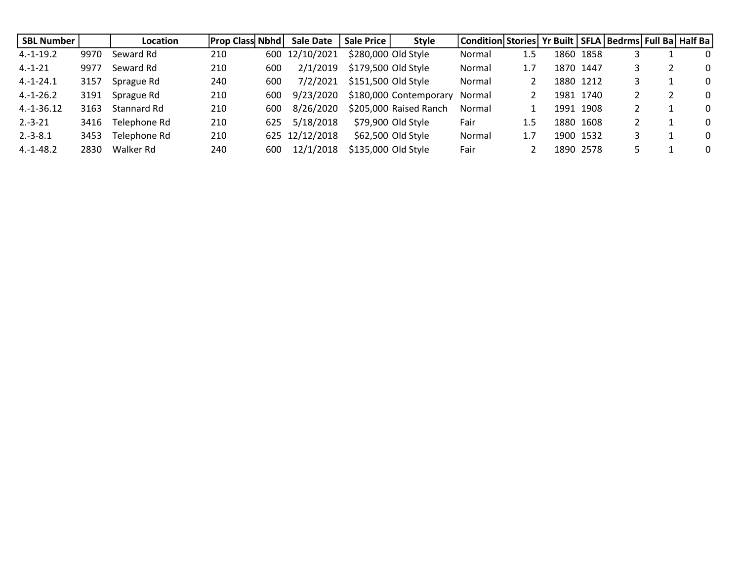| SBL Number | | Location | Prop Class | Nbhd | Sale Date | Sale Price | Style | Condition | Stories | Yr Built | SFLA | Bedrms | Full Ba | Half Ba |
|---|---|---|---|---|---|---|---|---|---|---|---|---|---|---|
| 4.-1-19.2 | 9970 | Seward Rd | 210 | 600 | 12/10/2021 | $280,000 | Old Style | Normal | 1.5 | 1860 | 1858 | 3 | 1 | 0 |
| 4.-1-21 | 9977 | Seward Rd | 210 | 600 | 2/1/2019 | $179,500 | Old Style | Normal | 1.7 | 1870 | 1447 | 3 | 2 | 0 |
| 4.-1-24.1 | 3157 | Sprague Rd | 240 | 600 | 7/2/2021 | $151,500 | Old Style | Normal | 2 | 1880 | 1212 | 3 | 1 | 0 |
| 4.-1-26.2 | 3191 | Sprague Rd | 210 | 600 | 9/23/2020 | $180,000 | Contemporary | Normal | 2 | 1981 | 1740 | 2 | 2 | 0 |
| 4.-1-36.12 | 3163 | Stannard Rd | 210 | 600 | 8/26/2020 | $205,000 | Raised Ranch | Normal | 1 | 1991 | 1908 | 2 | 1 | 0 |
| 2.-3-21 | 3416 | Telephone Rd | 210 | 625 | 5/18/2018 | $79,900 | Old Style | Fair | 1.5 | 1880 | 1608 | 2 | 1 | 0 |
| 2.-3-8.1 | 3453 | Telephone Rd | 210 | 625 | 12/12/2018 | $62,500 | Old Style | Normal | 1.7 | 1900 | 1532 | 3 | 1 | 0 |
| 4.-1-48.2 | 2830 | Walker Rd | 240 | 600 | 12/1/2018 | $135,000 | Old Style | Fair | 2 | 1890 | 2578 | 5 | 1 | 0 |